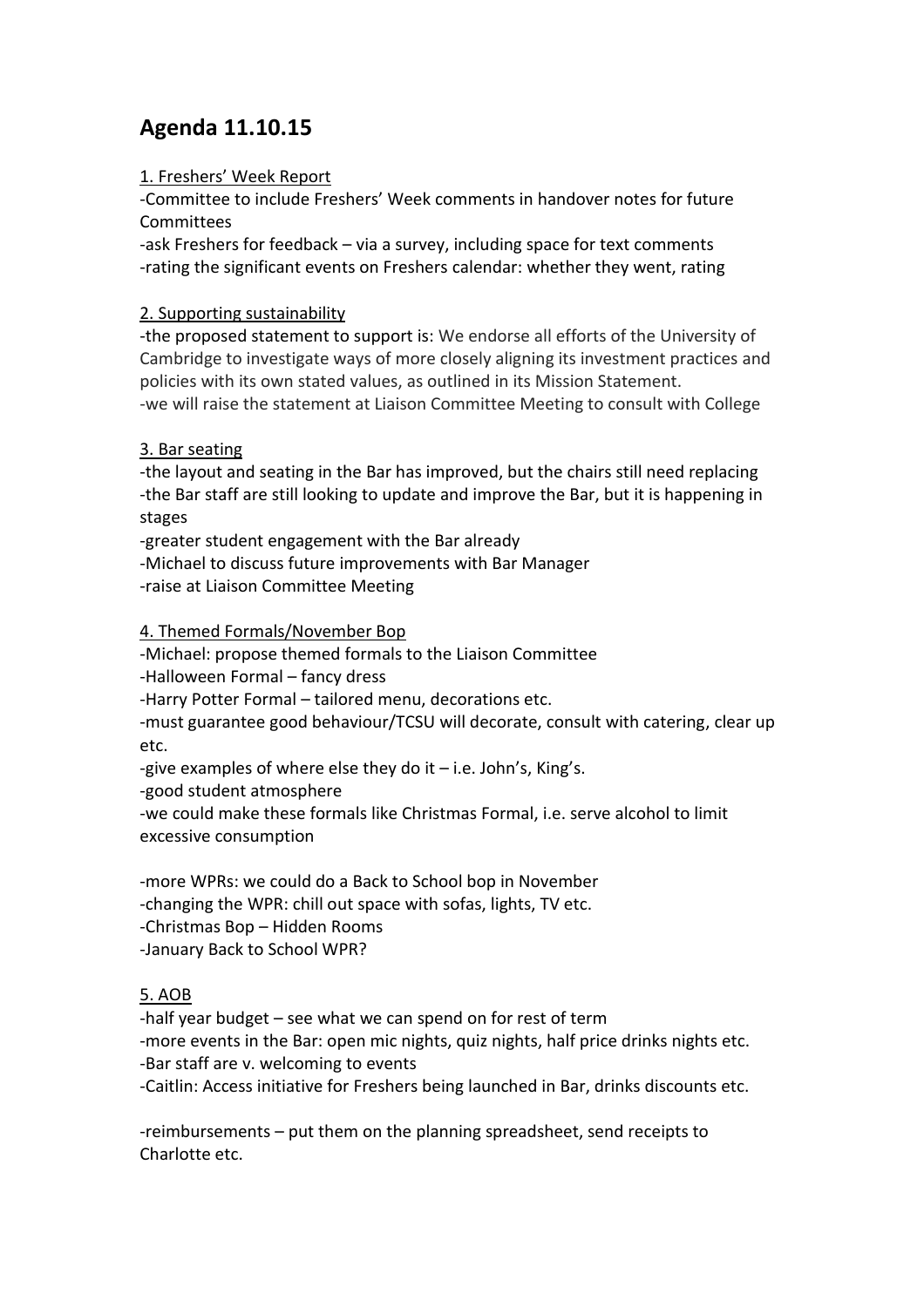# Agenda 11.10.15

1. Freshers' Week Report

-Committee to include Freshers' Week comments in handover notes for future Committees

-ask Freshers for feedback – via a survey, including space for text comments

-rating the significant events on Freshers calendar: whether they went, rating

2. Supporting sustainability

-the proposed statement to support is: We endorse all efforts of the University of Cambridge to investigate ways of more closely aligning its investment practices and policies with its own stated values, as outlined in its Mission Statement.

-we will raise the statement at Liaison Committee Meeting to consult with College

3. Bar seating

-the layout and seating in the Bar has improved, but the chairs still need replacing

-the Bar staff are still looking to update and improve the Bar, but it is happening in stages

-greater student engagement with the Bar already

-Michael to discuss future improvements with Bar Manager

-raise at Liaison Committee Meeting

4. Themed Formals/November Bop

-Michael: propose themed formals to the Liaison Committee

-Halloween Formal – fancy dress

-Harry Potter Formal – tailored menu, decorations etc.

-must guarantee good behaviour/TCSU will decorate, consult with catering, clear up etc.

-give examples of where else they do it – i.e. John's, King's.

-good student atmosphere

-we could make these formals like Christmas Formal, i.e. serve alcohol to limit excessive consumption

-more WPRs: we could do a Back to School bop in November

-changing the WPR: chill out space with sofas, lights, TV etc.

-Christmas Bop – Hidden Rooms

-January Back to School WPR?

5. AOB

-half year budget – see what we can spend on for rest of term

-more events in the Bar: open mic nights, quiz nights, half price drinks nights etc.

-Bar staff are v. welcoming to events

-Caitlin: Access initiative for Freshers being launched in Bar, drinks discounts etc.

-reimbursements – put them on the planning spreadsheet, send receipts to Charlotte etc.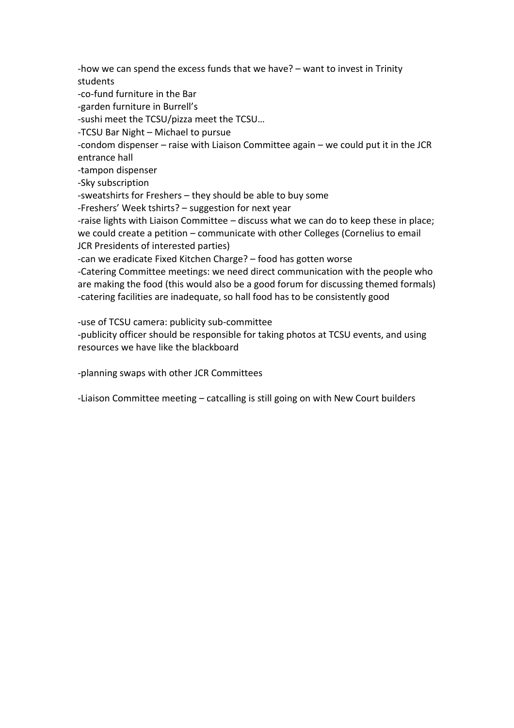-how we can spend the excess funds that we have? – want to invest in Trinity students
-co-fund furniture in the Bar
-garden furniture in Burrell's
-sushi meet the TCSU/pizza meet the TCSU…
-TCSU Bar Night – Michael to pursue
-condom dispenser – raise with Liaison Committee again – we could put it in the JCR entrance hall
-tampon dispenser
-Sky subscription
-sweatshirts for Freshers – they should be able to buy some
-Freshers' Week tshirts? – suggestion for next year
-raise lights with Liaison Committee – discuss what we can do to keep these in place; we could create a petition – communicate with other Colleges (Cornelius to email JCR Presidents of interested parties)
-can we eradicate Fixed Kitchen Charge? – food has gotten worse
-Catering Committee meetings: we need direct communication with the people who are making the food (this would also be a good forum for discussing themed formals)
-catering facilities are inadequate, so hall food has to be consistently good

-use of TCSU camera: publicity sub-committee
-publicity officer should be responsible for taking photos at TCSU events, and using resources we have like the blackboard

-planning swaps with other JCR Committees

-Liaison Committee meeting – catcalling is still going on with New Court builders